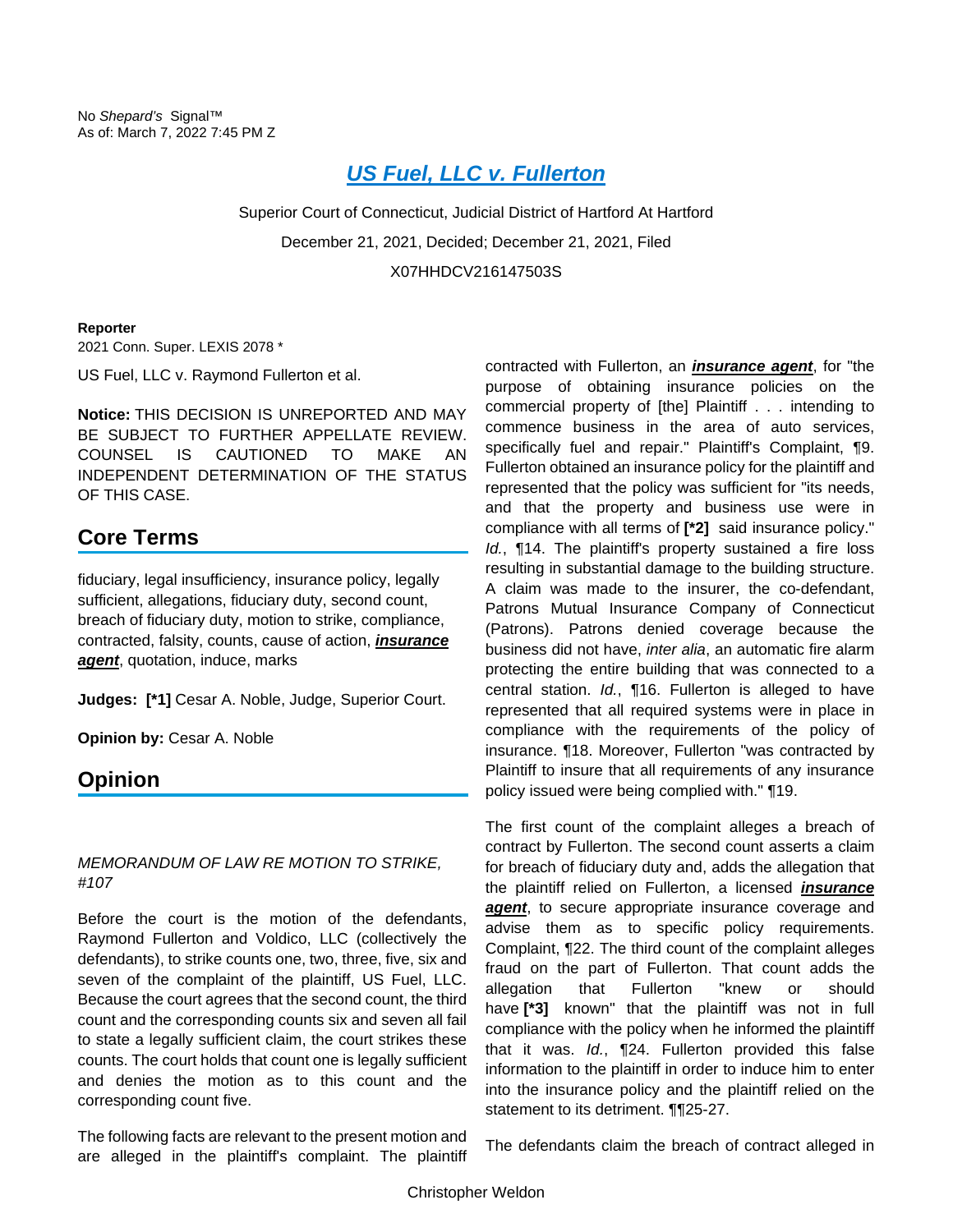No *Shepard's* Signal™
As of: March 7, 2022 7:45 PM Z

# US Fuel, LLC v. Fullerton

Superior Court of Connecticut, Judicial District of Hartford At Hartford

December 21, 2021, Decided; December 21, 2021, Filed

X07HHDCV216147503S

**Reporter**

2021 Conn. Super. LEXIS 2078 *

US Fuel, LLC v. Raymond Fullerton et al.

**Notice:** THIS DECISION IS UNREPORTED AND MAY BE SUBJECT TO FURTHER APPELLATE REVIEW. COUNSEL IS CAUTIONED TO MAKE AN INDEPENDENT DETERMINATION OF THE STATUS OF THIS CASE.

## Core Terms

fiduciary, legal insufficiency, insurance policy, legally sufficient, allegations, fiduciary duty, second count, breach of fiduciary duty, motion to strike, compliance, contracted, falsity, counts, cause of action, ***insurance agent***, quotation, induce, marks

**Judges:** **[*1]** Cesar A. Noble, Judge, Superior Court.

**Opinion by:** Cesar A. Noble

## Opinion

*MEMORANDUM OF LAW RE MOTION TO STRIKE, #107*

Before the court is the motion of the defendants, Raymond Fullerton and Voldico, LLC (collectively the defendants), to strike counts one, two, three, five, six and seven of the complaint of the plaintiff, US Fuel, LLC. Because the court agrees that the second count, the third count and the corresponding counts six and seven all fail to state a legally sufficient claim, the court strikes these counts. The court holds that count one is legally sufficient and denies the motion as to this count and the corresponding count five.

The following facts are relevant to the present motion and are alleged in the plaintiff's complaint. The plaintiff contracted with Fullerton, an ***insurance agent***, for "the purpose of obtaining insurance policies on the commercial property of [the] Plaintiff . . . intending to commence business in the area of auto services, specifically fuel and repair." Plaintiff's Complaint, ¶9. Fullerton obtained an insurance policy for the plaintiff and represented that the policy was sufficient for "its needs, and that the property and business use were in compliance with all terms of **[*2]** said insurance policy." *Id.*, ¶14. The plaintiff's property sustained a fire loss resulting in substantial damage to the building structure. A claim was made to the insurer, the co-defendant, Patrons Mutual Insurance Company of Connecticut (Patrons). Patrons denied coverage because the business did not have, *inter alia*, an automatic fire alarm protecting the entire building that was connected to a central station. *Id.*, ¶16. Fullerton is alleged to have represented that all required systems were in place in compliance with the requirements of the policy of insurance. ¶18. Moreover, Fullerton "was contracted by Plaintiff to insure that all requirements of any insurance policy issued were being complied with." ¶19.

The first count of the complaint alleges a breach of contract by Fullerton. The second count asserts a claim for breach of fiduciary duty and, adds the allegation that the plaintiff relied on Fullerton, a licensed ***insurance agent***, to secure appropriate insurance coverage and advise them as to specific policy requirements. Complaint, ¶22. The third count of the complaint alleges fraud on the part of Fullerton. That count adds the allegation that Fullerton "knew or should have **[*3]** known" that the plaintiff was not in full compliance with the policy when he informed the plaintiff that it was. *Id.*, ¶24. Fullerton provided this false information to the plaintiff in order to induce him to enter into the insurance policy and the plaintiff relied on the statement to its detriment. ¶¶25-27.

The defendants claim the breach of contract alleged in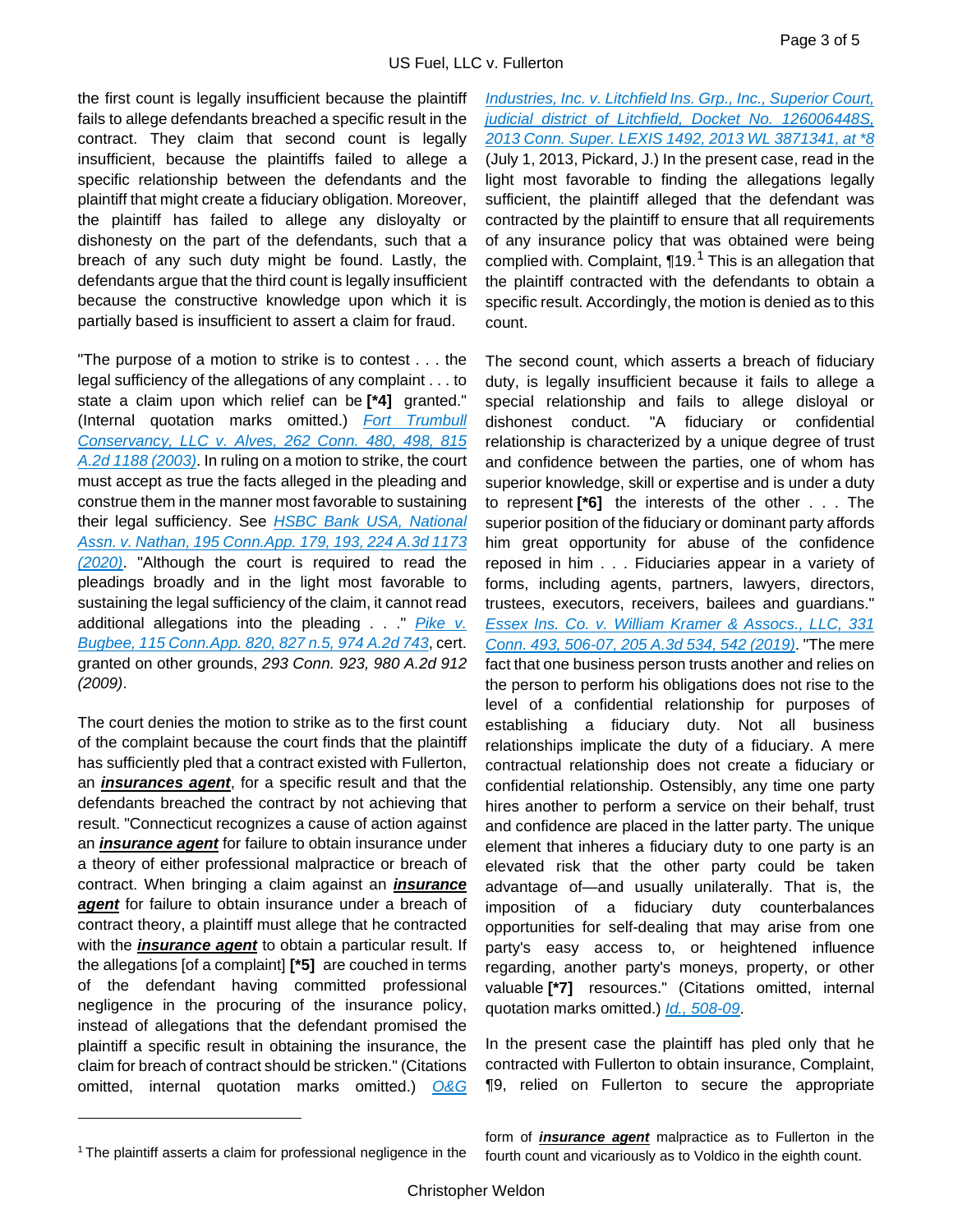the first count is legally insufficient because the plaintiff fails to allege defendants breached a specific result in the contract. They claim that second count is legally insufficient, because the plaintiffs failed to allege a specific relationship between the defendants and the plaintiff that might create a fiduciary obligation. Moreover, the plaintiff has failed to allege any disloyalty or dishonesty on the part of the defendants, such that a breach of any such duty might be found. Lastly, the defendants argue that the third count is legally insufficient because the constructive knowledge upon which it is partially based is insufficient to assert a claim for fraud.

"The purpose of a motion to strike is to contest . . . the legal sufficiency of the allegations of any complaint . . . to state a claim upon which relief can be **[*4]** granted." (Internal quotation marks omitted.) *Fort Trumbull Conservancy, LLC v. Alves, 262 Conn. 480, 498, 815 A.2d 1188 (2003)*. In ruling on a motion to strike, the court must accept as true the facts alleged in the pleading and construe them in the manner most favorable to sustaining their legal sufficiency. See *HSBC Bank USA, National Assn. v. Nathan, 195 Conn.App. 179, 193, 224 A.3d 1173 (2020)*. "Although the court is required to read the pleadings broadly and in the light most favorable to sustaining the legal sufficiency of the claim, it cannot read additional allegations into the pleading . . ." *Pike v. Bugbee, 115 Conn.App. 820, 827 n.5, 974 A.2d 743*, cert. granted on other grounds, *293 Conn. 923, 980 A.2d 912 (2009)*.

The court denies the motion to strike as to the first count of the complaint because the court finds that the plaintiff has sufficiently pled that a contract existed with Fullerton, an ***insurances agent***, for a specific result and that the defendants breached the contract by not achieving that result. "Connecticut recognizes a cause of action against an ***insurance agent*** for failure to obtain insurance under a theory of either professional malpractice or breach of contract. When bringing a claim against an ***insurance agent*** for failure to obtain insurance under a breach of contract theory, a plaintiff must allege that he contracted with the ***insurance agent*** to obtain a particular result. If the allegations [of a complaint] **[*5]** are couched in terms of the defendant having committed professional negligence in the procuring of the insurance policy, instead of allegations that the defendant promised the plaintiff a specific result in obtaining the insurance, the claim for breach of contract should be stricken." (Citations omitted, internal quotation marks omitted.) *O&G Industries, Inc. v. Litchfield Ins. Grp., Inc., Superior Court, judicial district of Litchfield, Docket No. 126006448S, 2013 Conn. Super. LEXIS 1492, 2013 WL 3871341, at *8* (July 1, 2013, Pickard, J.) In the present case, read in the light most favorable to finding the allegations legally sufficient, the plaintiff alleged that the defendant was contracted by the plaintiff to ensure that all requirements of any insurance policy that was obtained were being complied with. Complaint, ¶19.[1] This is an allegation that the plaintiff contracted with the defendants to obtain a specific result. Accordingly, the motion is denied as to this count.

The second count, which asserts a breach of fiduciary duty, is legally insufficient because it fails to allege a special relationship and fails to allege disloyal or dishonest conduct. "A fiduciary or confidential relationship is characterized by a unique degree of trust and confidence between the parties, one of whom has superior knowledge, skill or expertise and is under a duty to represent **[*6]** the interests of the other . . . The superior position of the fiduciary or dominant party affords him great opportunity for abuse of the confidence reposed in him . . . Fiduciaries appear in a variety of forms, including agents, partners, lawyers, directors, trustees, executors, receivers, bailees and guardians." *Essex Ins. Co. v. William Kramer & Assocs., LLC, 331 Conn. 493, 506-07, 205 A.3d 534, 542 (2019)*. "The mere fact that one business person trusts another and relies on the person to perform his obligations does not rise to the level of a confidential relationship for purposes of establishing a fiduciary duty. Not all business relationships implicate the duty of a fiduciary. A mere contractual relationship does not create a fiduciary or confidential relationship. Ostensibly, any time one party hires another to perform a service on their behalf, trust and confidence are placed in the latter party. The unique element that inheres a fiduciary duty to one party is an elevated risk that the other party could be taken advantage of—and usually unilaterally. That is, the imposition of a fiduciary duty counterbalances opportunities for self-dealing that may arise from one party's easy access to, or heightened influence regarding, another party's moneys, property, or other valuable **[*7]** resources." (Citations omitted, internal quotation marks omitted.) *Id., 508-09*.

In the present case the plaintiff has pled only that he contracted with Fullerton to obtain insurance, Complaint, ¶9, relied on Fullerton to secure the appropriate

---

[1] The plaintiff asserts a claim for professional negligence in the form of ***insurance agent*** malpractice as to Fullerton in the fourth count and vicariously as to Voldico in the eighth count.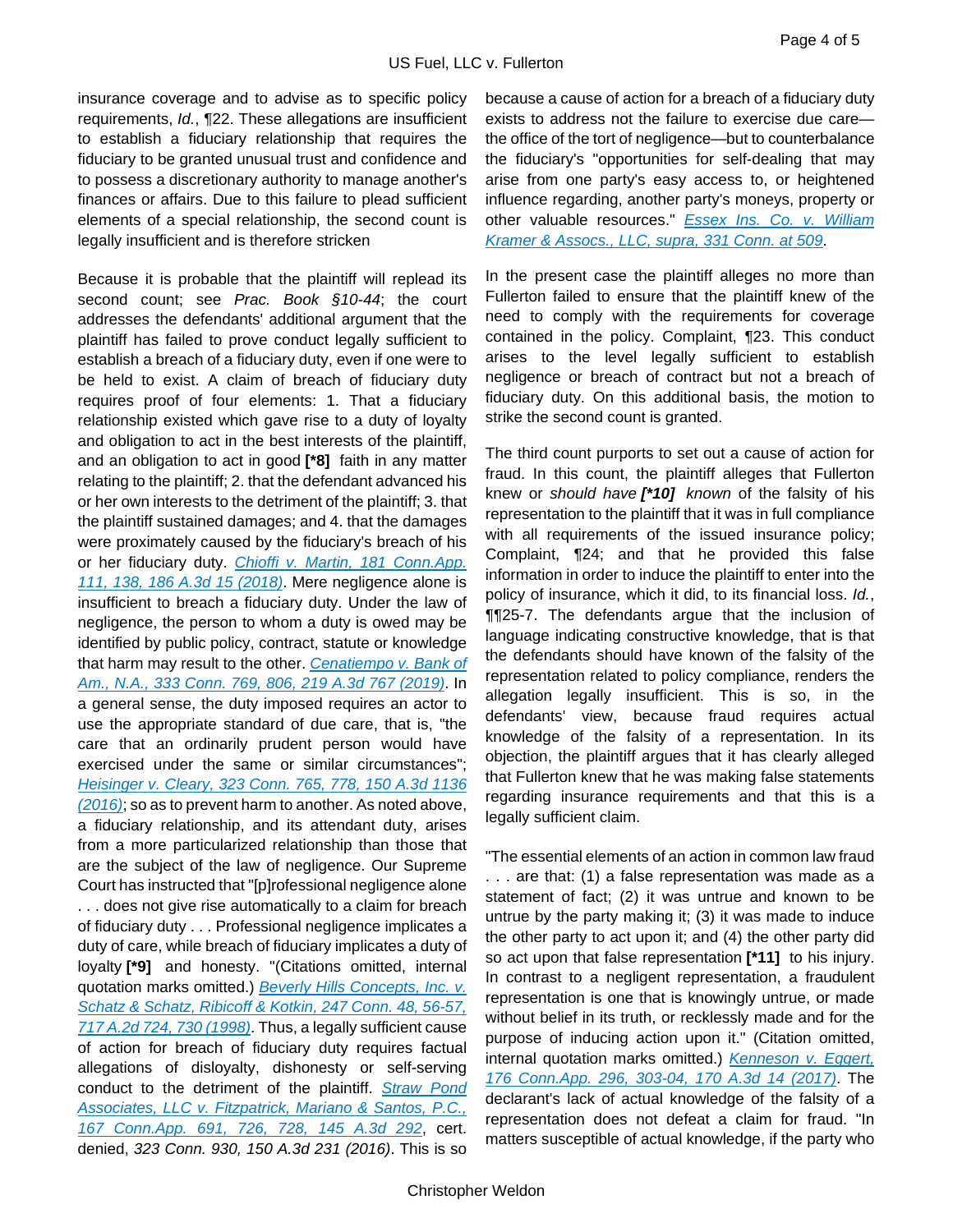insurance coverage and to advise as to specific policy requirements, *Id.*, ¶22. These allegations are insufficient to establish a fiduciary relationship that requires the fiduciary to be granted unusual trust and confidence and to possess a discretionary authority to manage another's finances or affairs. Due to this failure to plead sufficient elements of a special relationship, the second count is legally insufficient and is therefore stricken

Because it is probable that the plaintiff will replead its second count; see *Prac. Book §10-44*; the court addresses the defendants' additional argument that the plaintiff has failed to prove conduct legally sufficient to establish a breach of a fiduciary duty, even if one were to be held to exist. A claim of breach of fiduciary duty requires proof of four elements: 1. That a fiduciary relationship existed which gave rise to a duty of loyalty and obligation to act in the best interests of the plaintiff, and an obligation to act in good **[*8]** faith in any matter relating to the plaintiff; 2. that the defendant advanced his or her own interests to the detriment of the plaintiff; 3. that the plaintiff sustained damages; and 4. that the damages were proximately caused by the fiduciary's breach of his or her fiduciary duty. *Chioffi v. Martin, 181 Conn.App. 111, 138, 186 A.3d 15 (2018)*. Mere negligence alone is insufficient to breach a fiduciary duty. Under the law of negligence, the person to whom a duty is owed may be identified by public policy, contract, statute or knowledge that harm may result to the other. *Cenatiempo v. Bank of Am., N.A., 333 Conn. 769, 806, 219 A.3d 767 (2019)*. In a general sense, the duty imposed requires an actor to use the appropriate standard of due care, that is, "the care that an ordinarily prudent person would have exercised under the same or similar circumstances"; *Heisinger v. Cleary, 323 Conn. 765, 778, 150 A.3d 1136 (2016)*; so as to prevent harm to another. As noted above, a fiduciary relationship, and its attendant duty, arises from a more particularized relationship than those that are the subject of the law of negligence. Our Supreme Court has instructed that "[p]rofessional negligence alone . . . does not give rise automatically to a claim for breach of fiduciary duty . . . Professional negligence implicates a duty of care, while breach of fiduciary implicates a duty of loyalty **[*9]** and honesty. "(Citations omitted, internal quotation marks omitted.) *Beverly Hills Concepts, Inc. v. Schatz & Schatz, Ribicoff & Kotkin, 247 Conn. 48, 56-57, 717 A.2d 724, 730 (1998)*. Thus, a legally sufficient cause of action for breach of fiduciary duty requires factual allegations of disloyalty, dishonesty or self-serving conduct to the detriment of the plaintiff. *Straw Pond Associates, LLC v. Fitzpatrick, Mariano & Santos, P.C., 167 Conn.App. 691, 726, 728, 145 A.3d 292*, cert. denied, *323 Conn. 930, 150 A.3d 231 (2016)*. This is so because a cause of action for a breach of a fiduciary duty exists to address not the failure to exercise due care—the office of the tort of negligence—but to counterbalance the fiduciary's "opportunities for self-dealing that may arise from one party's easy access to, or heightened influence regarding, another party's moneys, property or other valuable resources." *Essex Ins. Co. v. William Kramer & Assocs., LLC, supra, 331 Conn. at 509*.

In the present case the plaintiff alleges no more than Fullerton failed to ensure that the plaintiff knew of the need to comply with the requirements for coverage contained in the policy. Complaint, ¶23. This conduct arises to the level legally sufficient to establish negligence or breach of contract but not a breach of fiduciary duty. On this additional basis, the motion to strike the second count is granted.

The third count purports to set out a cause of action for fraud. In this count, the plaintiff alleges that Fullerton knew or *should have* ***[*10]*** *known* of the falsity of his representation to the plaintiff that it was in full compliance with all requirements of the issued insurance policy; Complaint, ¶24; and that he provided this false information in order to induce the plaintiff to enter into the policy of insurance, which it did, to its financial loss. *Id.*, ¶¶25-7. The defendants argue that the inclusion of language indicating constructive knowledge, that is that the defendants should have known of the falsity of the representation related to policy compliance, renders the allegation legally insufficient. This is so, in the defendants' view, because fraud requires actual knowledge of the falsity of a representation. In its objection, the plaintiff argues that it has clearly alleged that Fullerton knew that he was making false statements regarding insurance requirements and that this is a legally sufficient claim.

"The essential elements of an action in common law fraud . . . are that: (1) a false representation was made as a statement of fact; (2) it was untrue and known to be untrue by the party making it; (3) it was made to induce the other party to act upon it; and (4) the other party did so act upon that false representation **[*11]** to his injury. In contrast to a negligent representation, a fraudulent representation is one that is knowingly untrue, or made without belief in its truth, or recklessly made and for the purpose of inducing action upon it." (Citation omitted, internal quotation marks omitted.) *Kenneson v. Eggert, 176 Conn.App. 296, 303-04, 170 A.3d 14 (2017)*. The declarant's lack of actual knowledge of the falsity of a representation does not defeat a claim for fraud. "In matters susceptible of actual knowledge, if the party who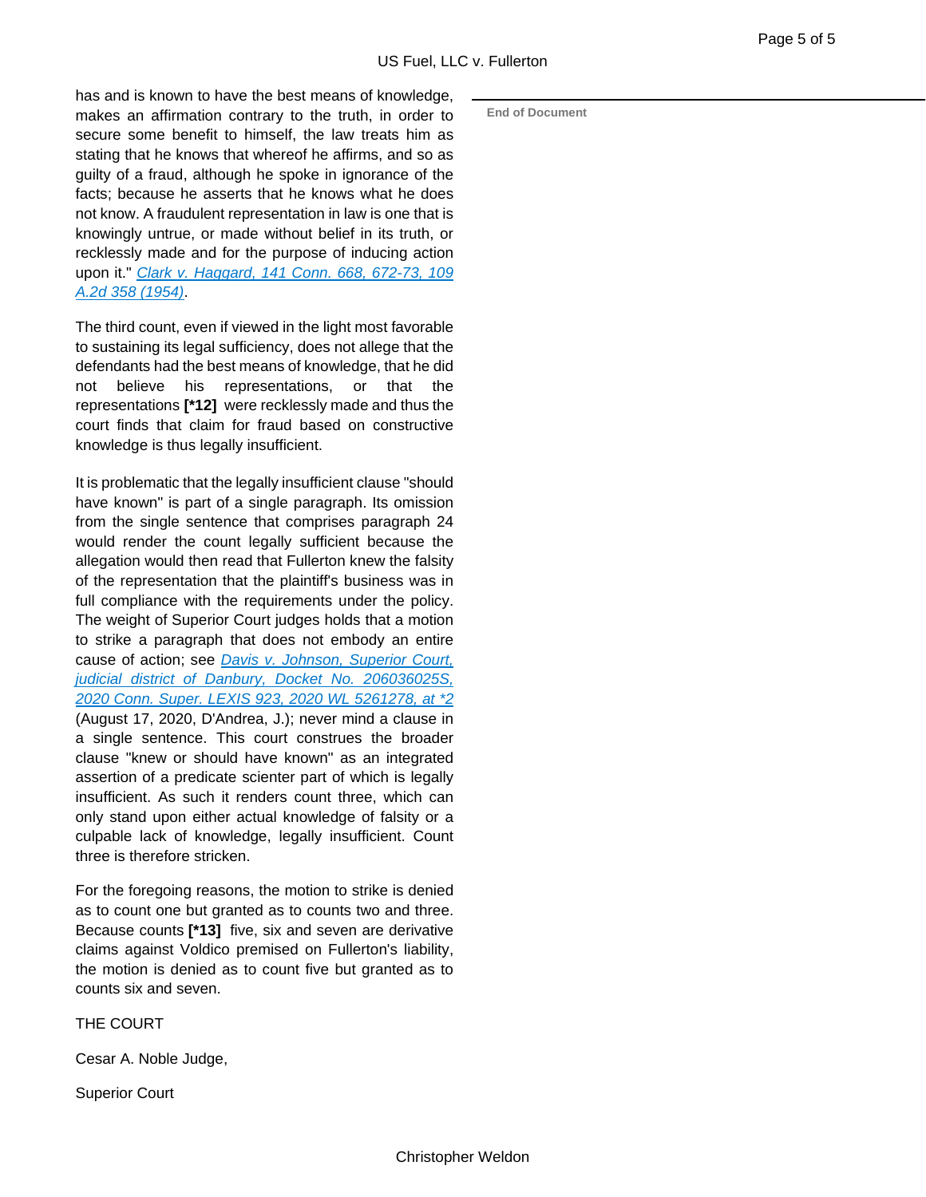has and is known to have the best means of knowledge, makes an affirmation contrary to the truth, in order to secure some benefit to himself, the law treats him as stating that he knows that whereof he affirms, and so as guilty of a fraud, although he spoke in ignorance of the facts; because he asserts that he knows what he does not know. A fraudulent representation in law is one that is knowingly untrue, or made without belief in its truth, or recklessly made and for the purpose of inducing action upon it." Clark v. Haggard, 141 Conn. 668, 672-73, 109 A.2d 358 (1954).

The third count, even if viewed in the light most favorable to sustaining its legal sufficiency, does not allege that the defendants had the best means of knowledge, that he did not believe his representations, or that the representations **[*12]** were recklessly made and thus the court finds that claim for fraud based on constructive knowledge is thus legally insufficient.

It is problematic that the legally insufficient clause "should have known" is part of a single paragraph. Its omission from the single sentence that comprises paragraph 24 would render the count legally sufficient because the allegation would then read that Fullerton knew the falsity of the representation that the plaintiff's business was in full compliance with the requirements under the policy. The weight of Superior Court judges holds that a motion to strike a paragraph that does not embody an entire cause of action; see Davis v. Johnson, Superior Court, judicial district of Danbury, Docket No. 206036025S, 2020 Conn. Super. LEXIS 923, 2020 WL 5261278, at *2 (August 17, 2020, D'Andrea, J.); never mind a clause in a single sentence. This court construes the broader clause "knew or should have known" as an integrated assertion of a predicate scienter part of which is legally insufficient. As such it renders count three, which can only stand upon either actual knowledge of falsity or a culpable lack of knowledge, legally insufficient. Count three is therefore stricken.

For the foregoing reasons, the motion to strike is denied as to count one but granted as to counts two and three. Because counts **[*13]** five, six and seven are derivative claims against Voldico premised on Fullerton's liability, the motion is denied as to count five but granted as to counts six and seven.

THE COURT

Cesar A. Noble Judge,

Superior Court

End of Document